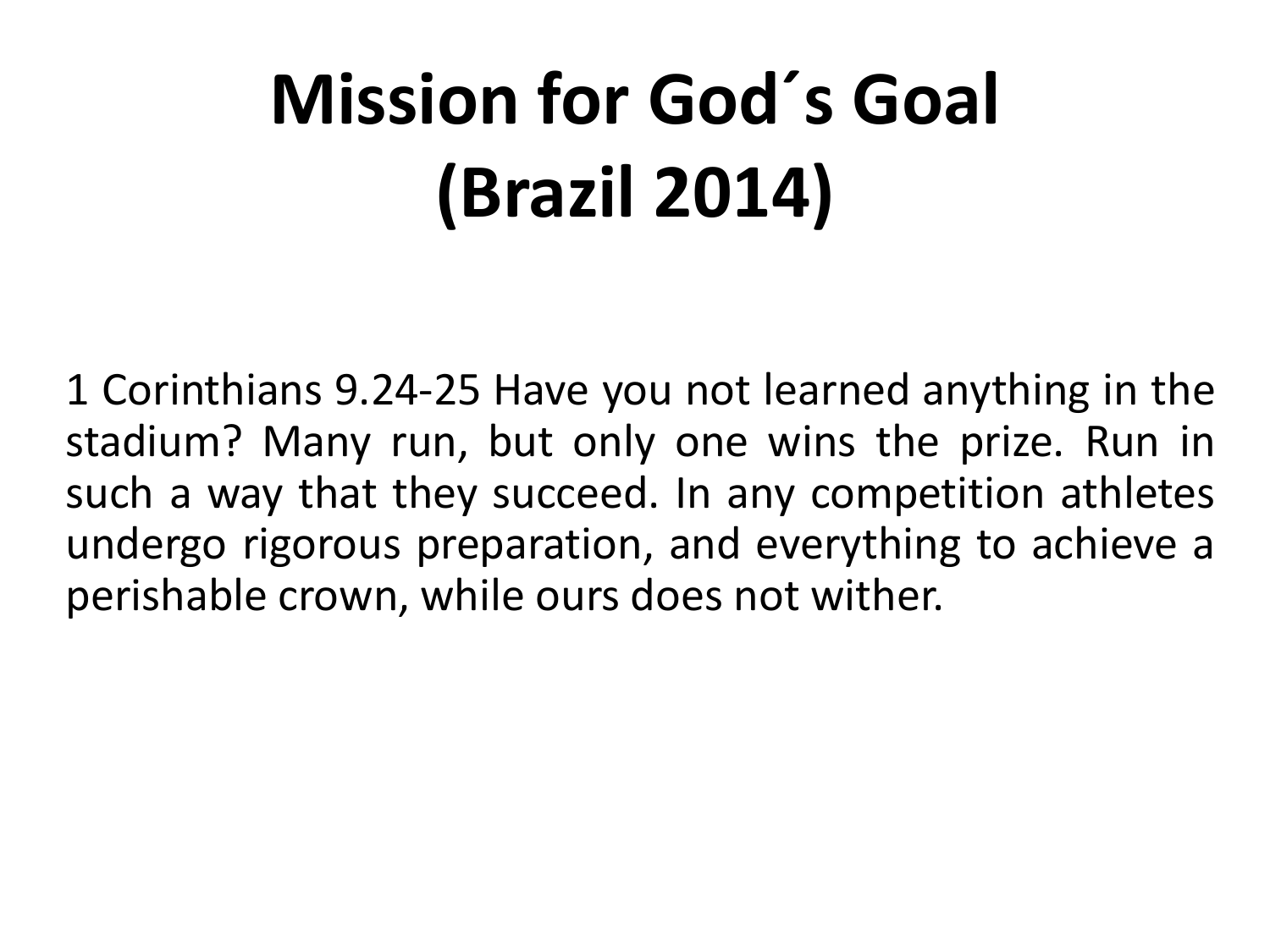# Mission for God´s Goal (Brazil 2014)

1 Corinthians 9.24-25 Have you not learned anything in the stadium? Many run, but only one wins the prize. Run in such a way that they succeed. In any competition athletes undergo rigorous preparation, and everything to achieve a perishable crown, while ours does not wither.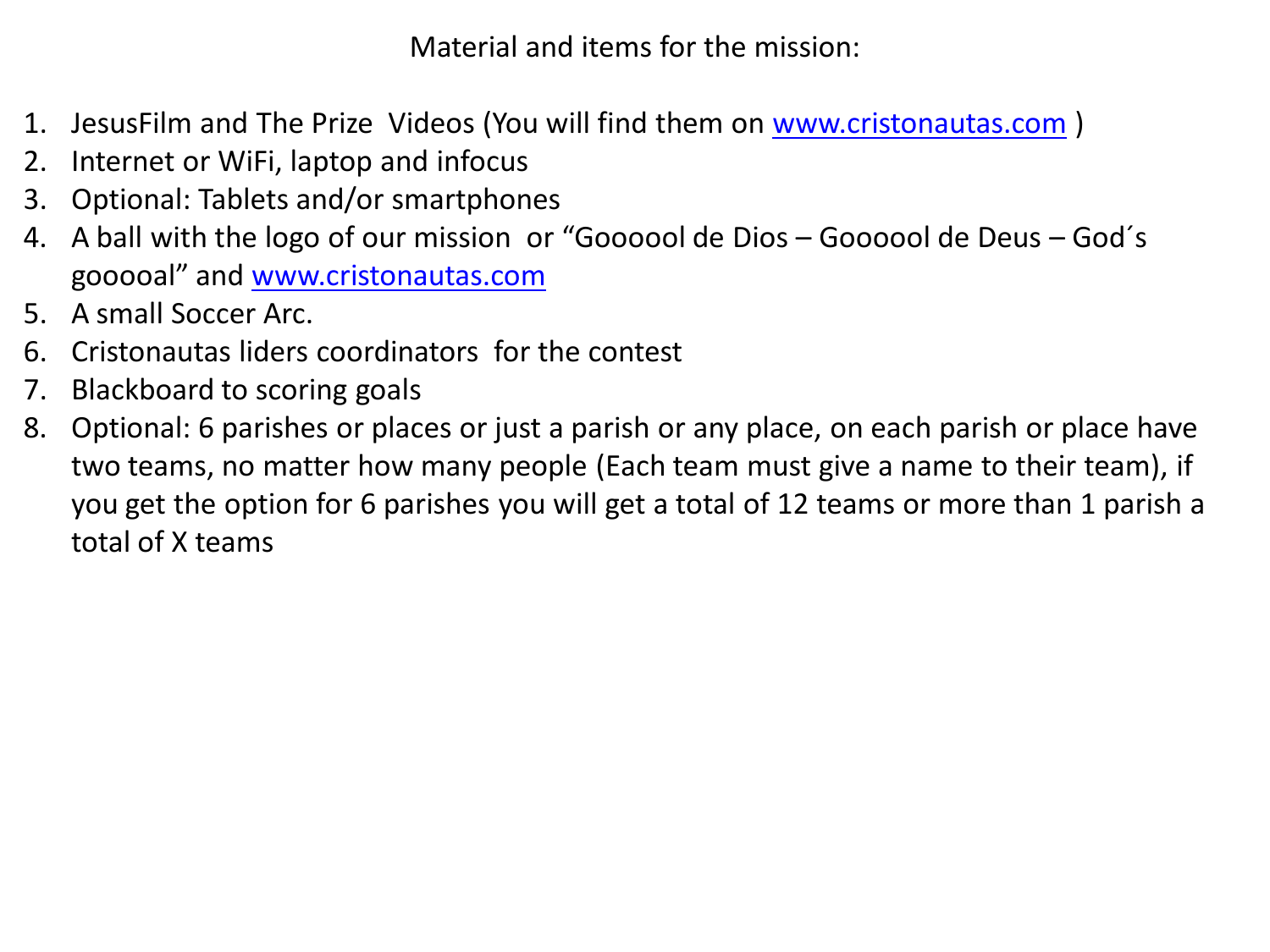Material and items for the mission:

1. JesusFilm and The Prize Videos (You will find them on www.cristonautas.com )
2. Internet or WiFi, laptop and infocus
3. Optional: Tablets and/or smartphones
4. A ball with the logo of our mission or "Goooool de Dios – Goooool de Deus – God´s gooooal" and www.cristonautas.com
5. A small Soccer Arc.
6. Cristonautas liders coordinators for the contest
7. Blackboard to scoring goals
8. Optional: 6 parishes or places or just a parish or any place, on each parish or place have two teams, no matter how many people (Each team must give a name to their team), if you get the option for 6 parishes you will get a total of 12 teams or more than 1 parish a total of X teams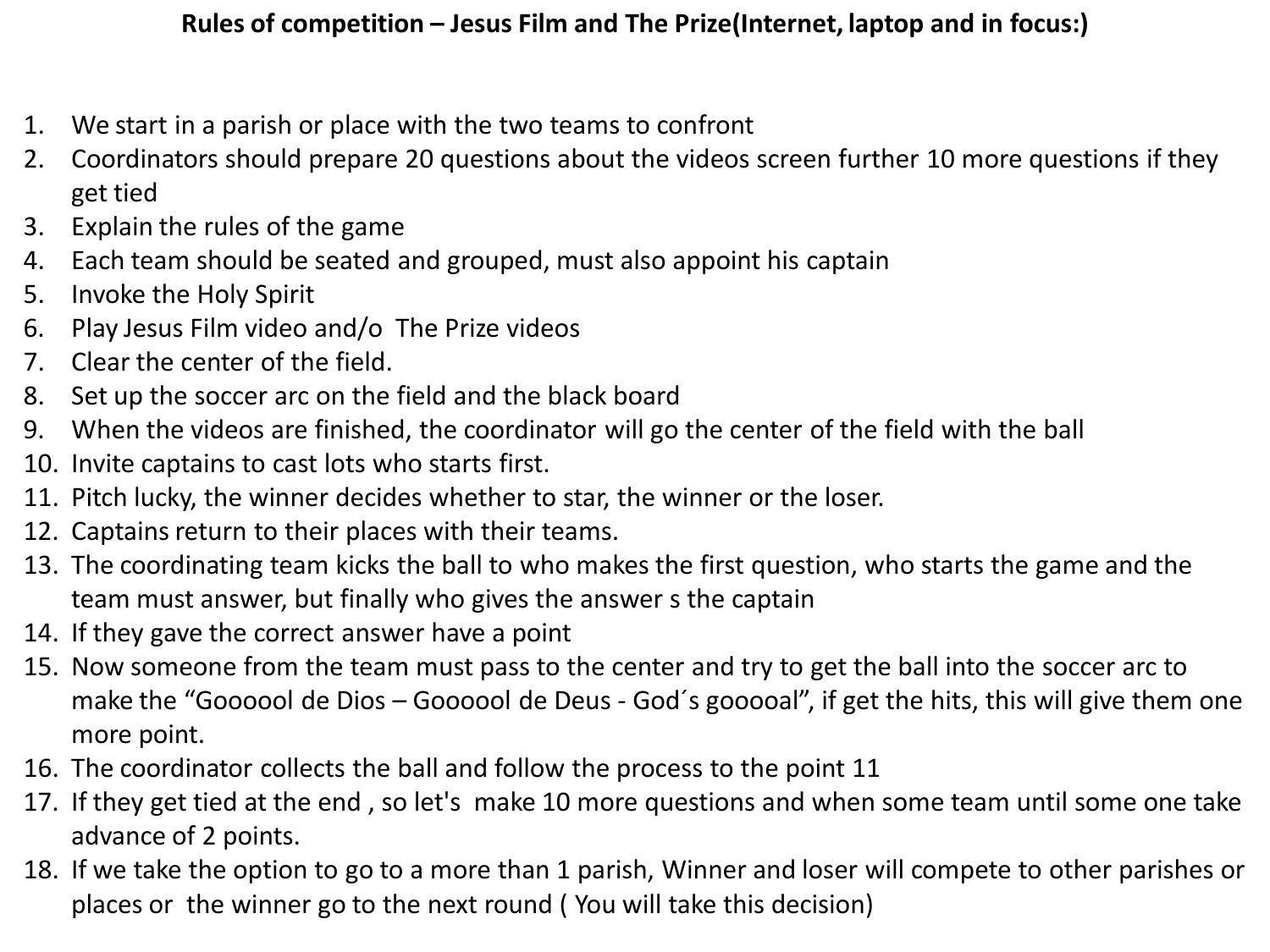# Rules of competition – Jesus Film and The Prize(Internet, laptop and in focus:)

1. We start in a parish or place with the two teams to confront
2. Coordinators should prepare 20 questions about the videos screen further 10 more questions if they get tied
3. Explain the rules of the game
4. Each team should be seated and grouped, must also appoint his captain
5. Invoke the Holy Spirit
6. Play Jesus Film video and/o The Prize videos
7. Clear the center of the field.
8. Set up the soccer arc on the field and the black board
9. When the videos are finished, the coordinator will go the center of the field with the ball
10. Invite captains to cast lots who starts first.
11. Pitch lucky, the winner decides whether to star, the winner or the loser.
12. Captains return to their places with their teams.
13. The coordinating team kicks the ball to who makes the first question, who starts the game and the team must answer, but finally who gives the answer s the captain
14. If they gave the correct answer have a point
15. Now someone from the team must pass to the center and try to get the ball into the soccer arc to make the “Goooool de Dios – Goooool de Deus - God´s gooooal”, if get the hits, this will give them one more point.
16. The coordinator collects the ball and follow the process to the point 11
17. If they get tied at the end , so let's make 10 more questions and when some team until some one take advance of 2 points.
18. If we take the option to go to a more than 1 parish, Winner and loser will compete to other parishes or places or the winner go to the next round ( You will take this decision)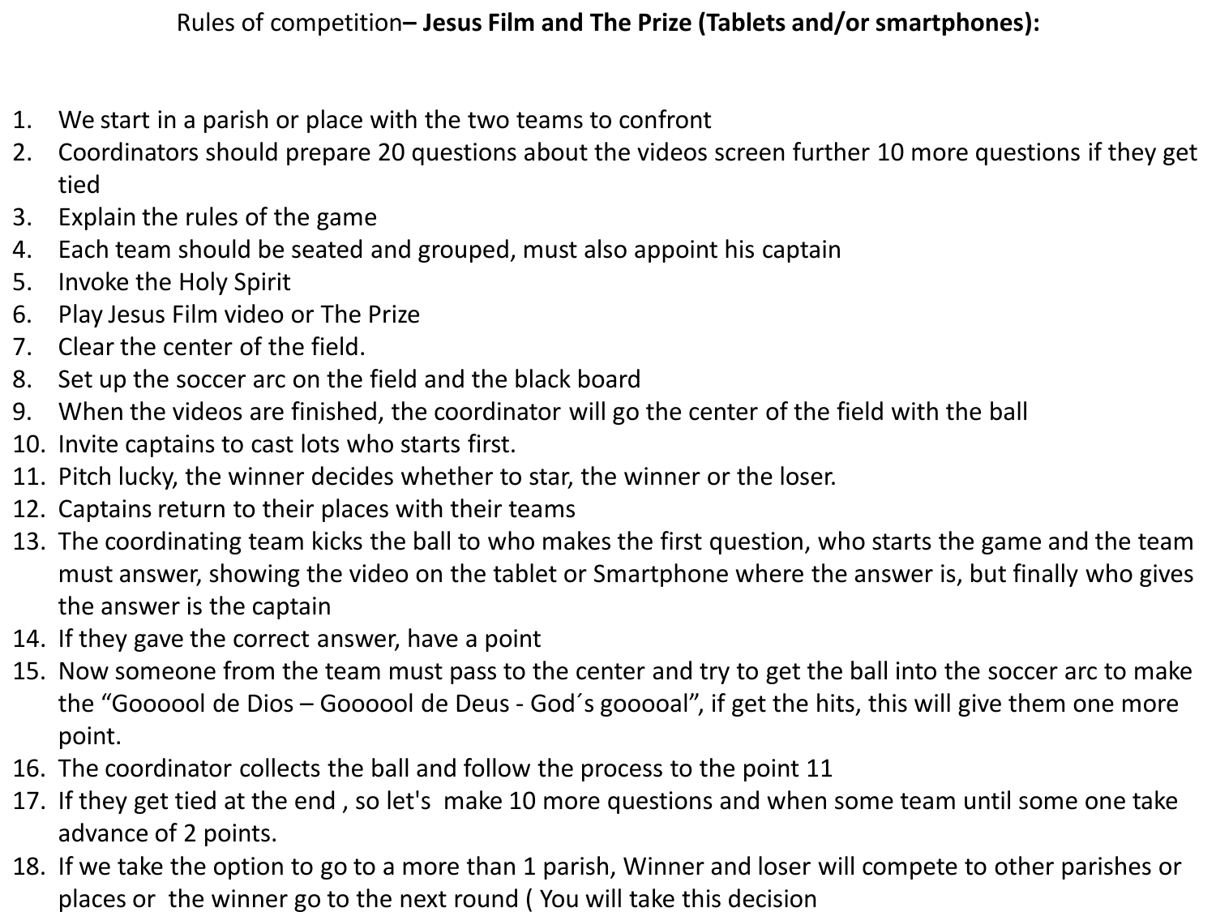Rules of competition– **Jesus Film and The Prize (Tablets and/or smartphones):**

1. We start in a parish or place with the two teams to confront
2. Coordinators should prepare 20 questions about the videos screen further 10 more questions if they get tied
3. Explain the rules of the game
4. Each team should be seated and grouped, must also appoint his captain
5. Invoke the Holy Spirit
6. Play Jesus Film video or The Prize
7. Clear the center of the field.
8. Set up the soccer arc on the field and the black board
9. When the videos are finished, the coordinator will go the center of the field with the ball
10. Invite captains to cast lots who starts first.
11. Pitch lucky, the winner decides whether to star, the winner or the loser.
12. Captains return to their places with their teams
13. The coordinating team kicks the ball to who makes the first question, who starts the game and the team must answer, showing the video on the tablet or Smartphone where the answer is, but finally who gives the answer is the captain
14. If they gave the correct answer, have a point
15. Now someone from the team must pass to the center and try to get the ball into the soccer arc to make the “Goooool de Dios – Goooool de Deus - God´s gooooal”, if get the hits, this will give them one more point.
16. The coordinator collects the ball and follow the process to the point 11
17. If they get tied at the end , so let's make 10 more questions and when some team until some one take advance of 2 points.
18. If we take the option to go to a more than 1 parish, Winner and loser will compete to other parishes or places or the winner go to the next round ( You will take this decision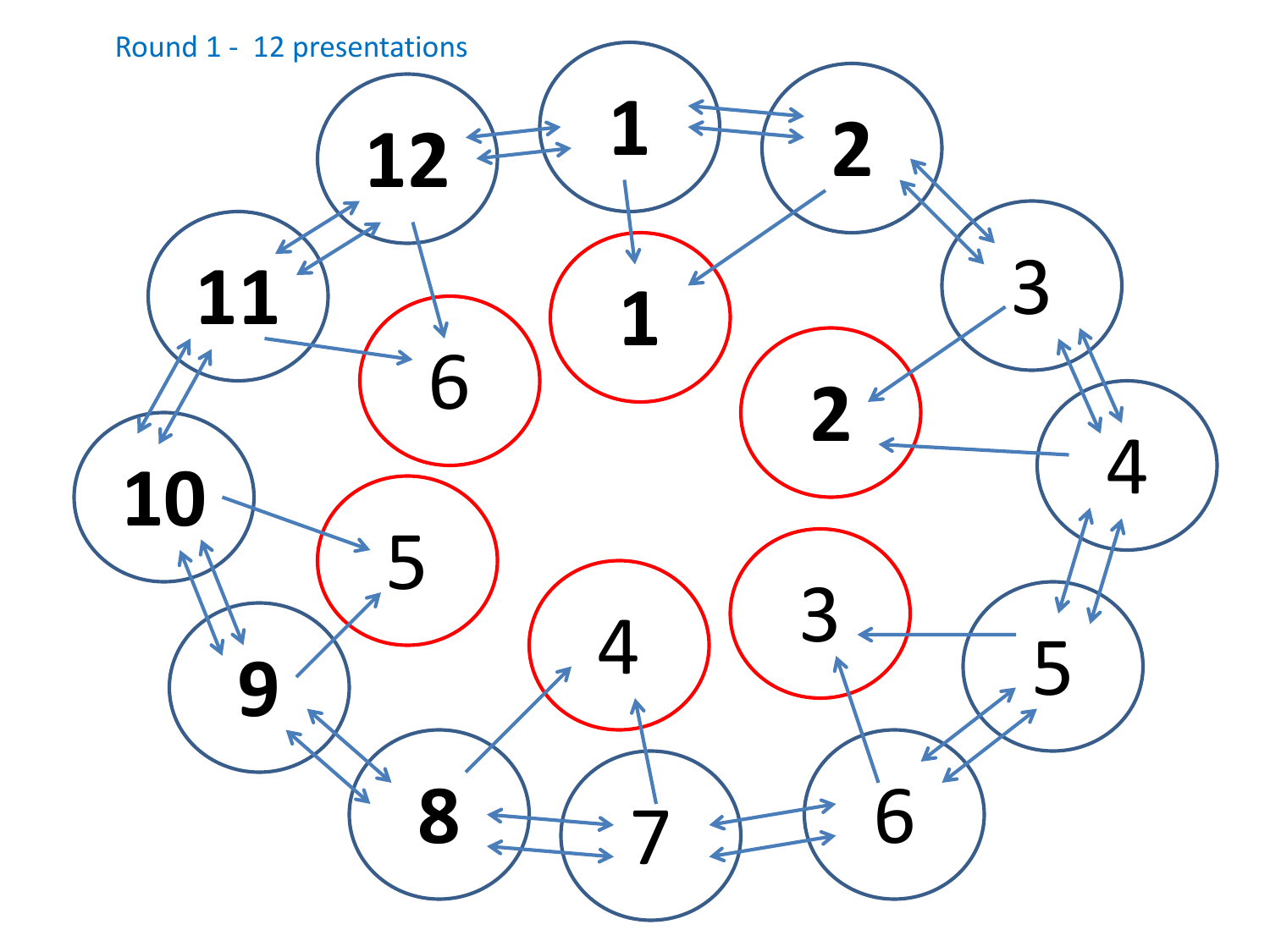Round 1 - 12 presentations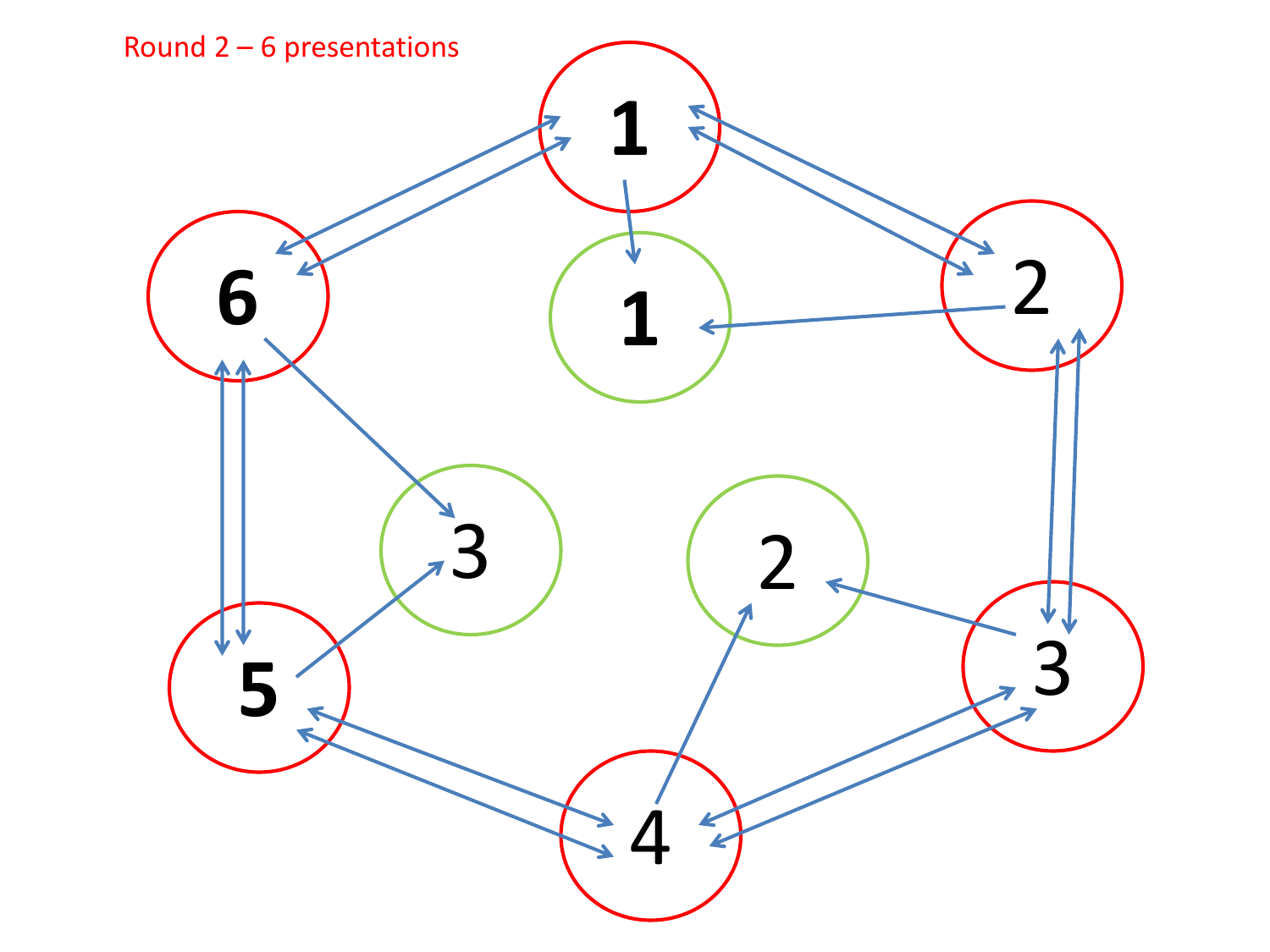Round 2 – 6 presentations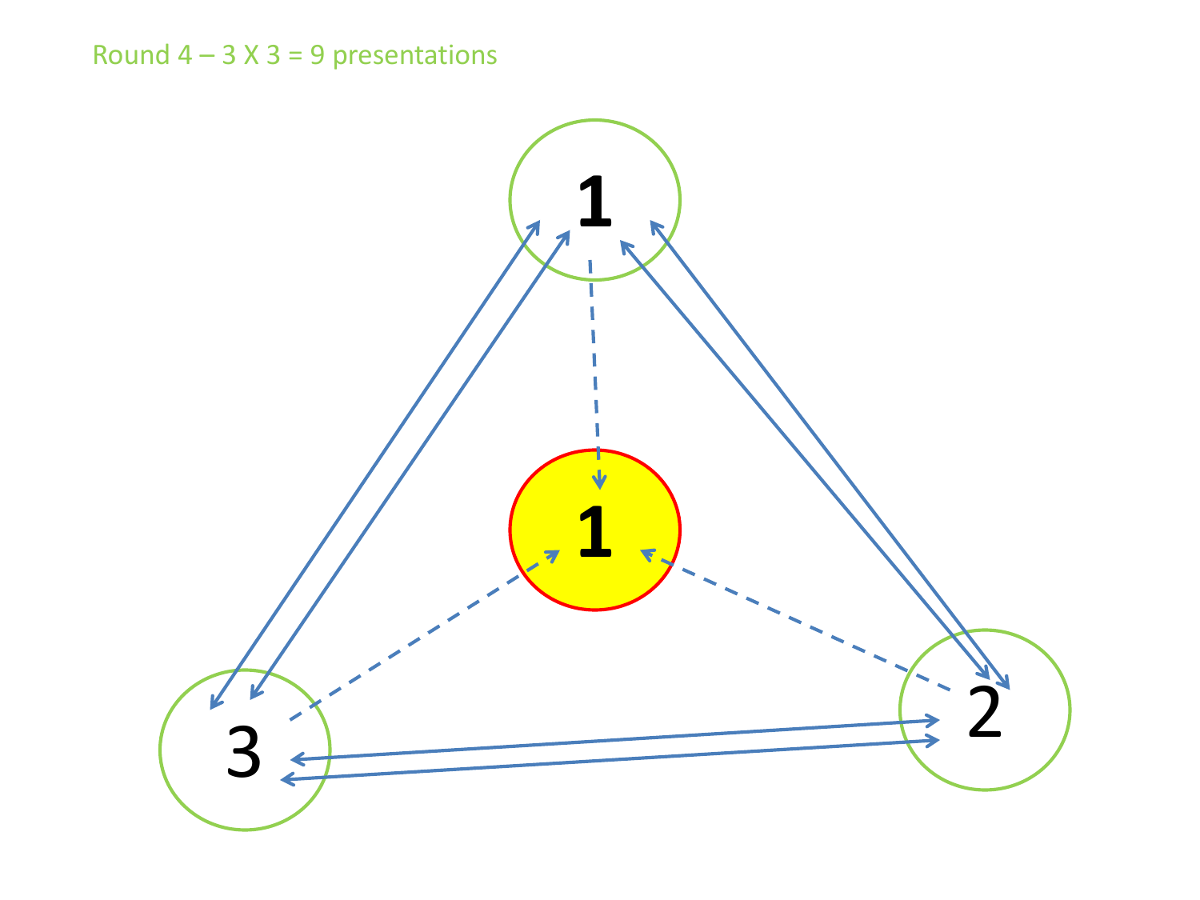Round 4 – 3 X 3 = 9 presentations

1

1

3

2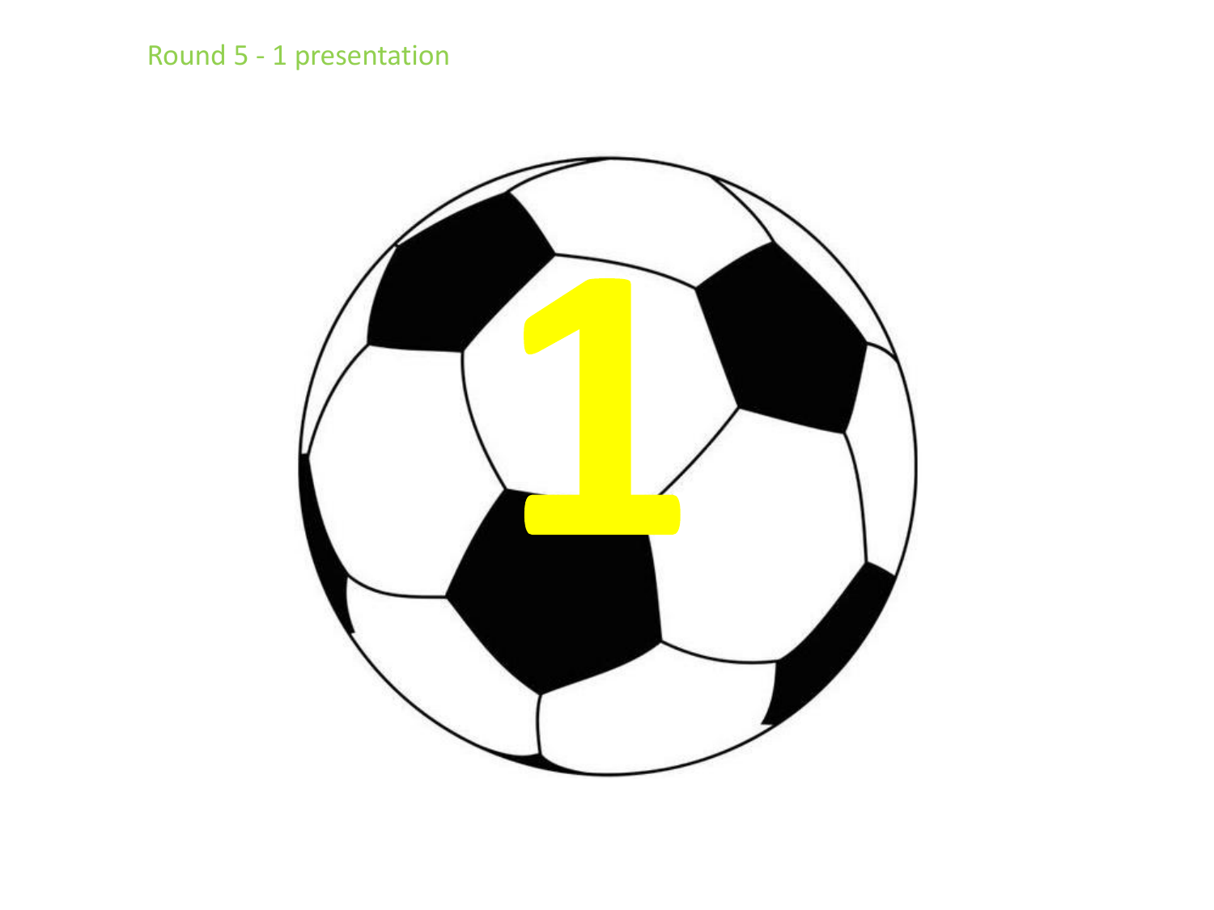Round 5 - 1 presentation

1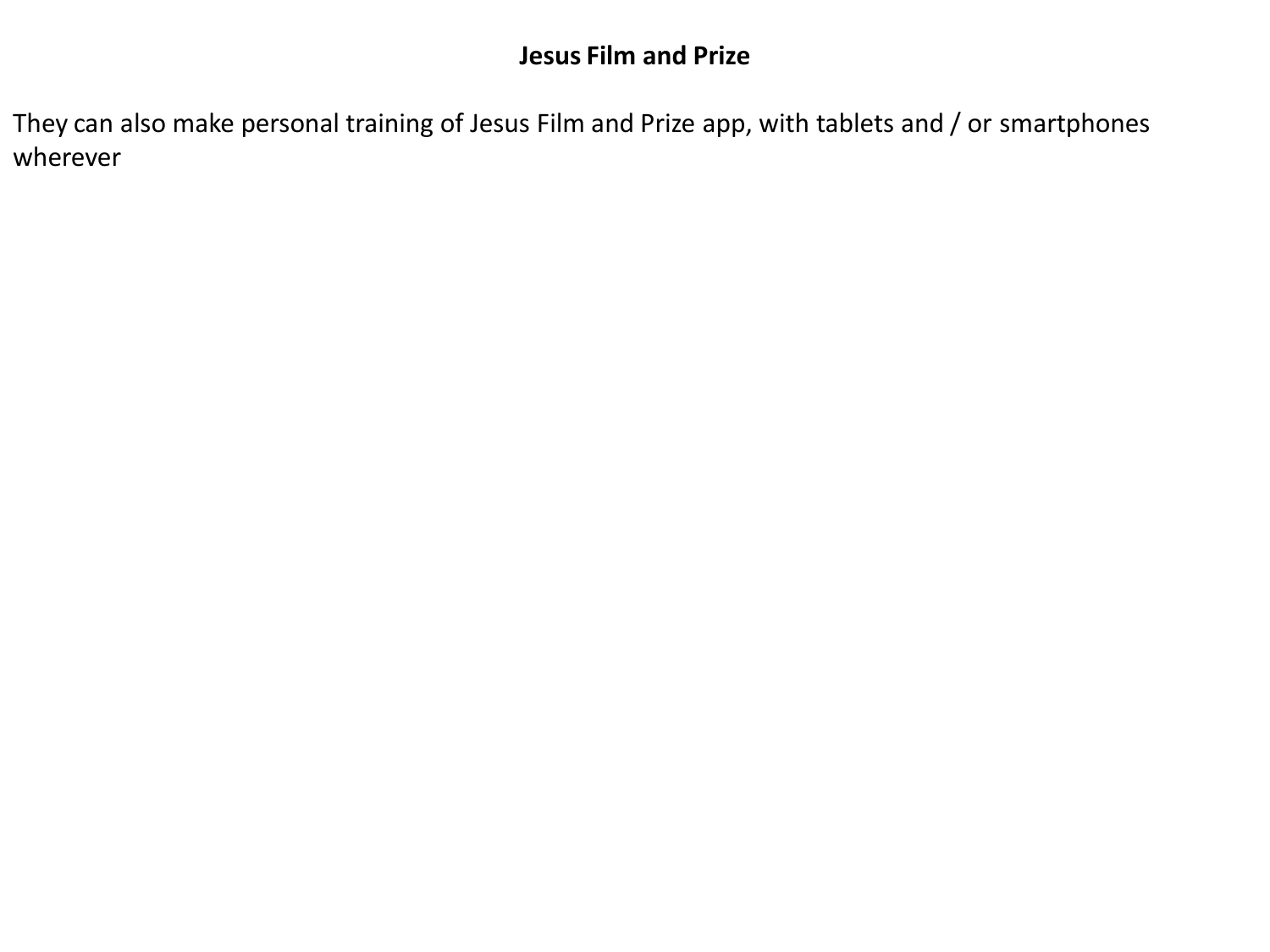**Jesus Film and Prize**

They can also make personal training of Jesus Film and Prize app, with tablets and / or smartphones wherever